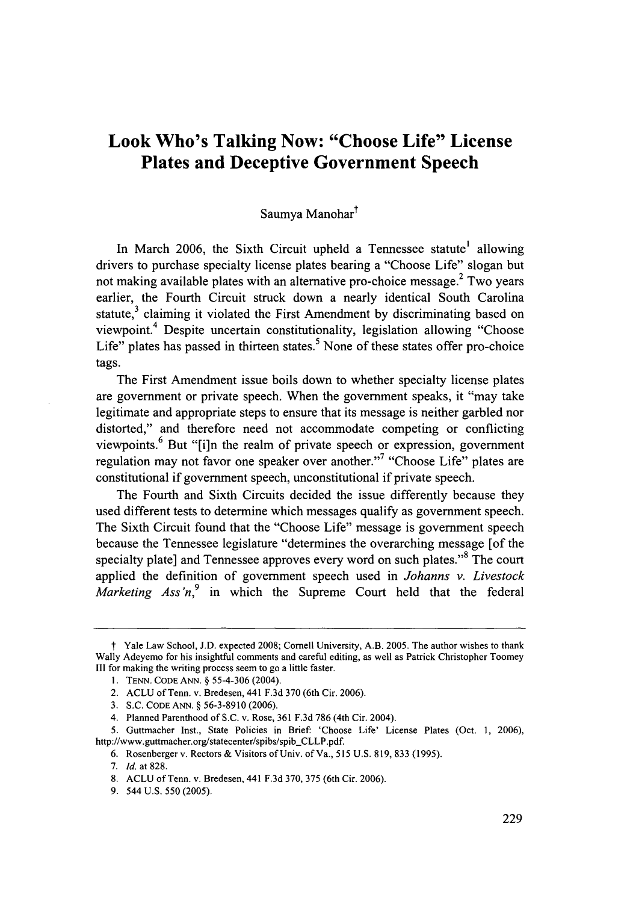# Look Who's Talking Now: "Choose Life" License Plates and Deceptive Government Speech

Saumya Manohar†

In March 2006, the Sixth Circuit upheld a Tennessee statute[1] allowing drivers to purchase specialty license plates bearing a "Choose Life" slogan but not making available plates with an alternative pro-choice message.[2] Two years earlier, the Fourth Circuit struck down a nearly identical South Carolina statute,[3] claiming it violated the First Amendment by discriminating based on viewpoint.[4] Despite uncertain constitutionality, legislation allowing "Choose Life" plates has passed in thirteen states.[5] None of these states offer pro-choice tags.

The First Amendment issue boils down to whether specialty license plates are government or private speech. When the government speaks, it "may take legitimate and appropriate steps to ensure that its message is neither garbled nor distorted," and therefore need not accommodate competing or conflicting viewpoints.[6] But "[i]n the realm of private speech or expression, government regulation may not favor one speaker over another."[7] "Choose Life" plates are constitutional if government speech, unconstitutional if private speech.

The Fourth and Sixth Circuits decided the issue differently because they used different tests to determine which messages qualify as government speech. The Sixth Circuit found that the "Choose Life" message is government speech because the Tennessee legislature "determines the overarching message [of the specialty plate] and Tennessee approves every word on such plates."[8] The court applied the definition of government speech used in *Johanns v. Livestock Marketing Ass'n*,[9] in which the Supreme Court held that the federal

---

† Yale Law School, J.D. expected 2008; Cornell University, A.B. 2005. The author wishes to thank Wally Adeyemo for his insightful comments and careful editing, as well as Patrick Christopher Toomey III for making the writing process seem to go a little faster.

1. TENN. CODE ANN. § 55-4-306 (2004).

2. ACLU of Tenn. v. Bredesen, 441 F.3d 370 (6th Cir. 2006).

3. S.C. CODE ANN. § 56-3-8910 (2006).

4. Planned Parenthood of S.C. v. Rose, 361 F.3d 786 (4th Cir. 2004).

5. Guttmacher Inst., State Policies in Brief: 'Choose Life' License Plates (Oct. 1, 2006), http://www.guttmacher.org/statecenter/spibs/spib_CLLP.pdf.

6. Rosenberger v. Rectors & Visitors of Univ. of Va., 515 U.S. 819, 833 (1995).

7. *Id.* at 828.

8. ACLU of Tenn. v. Bredesen, 441 F.3d 370, 375 (6th Cir. 2006).

9. 544 U.S. 550 (2005).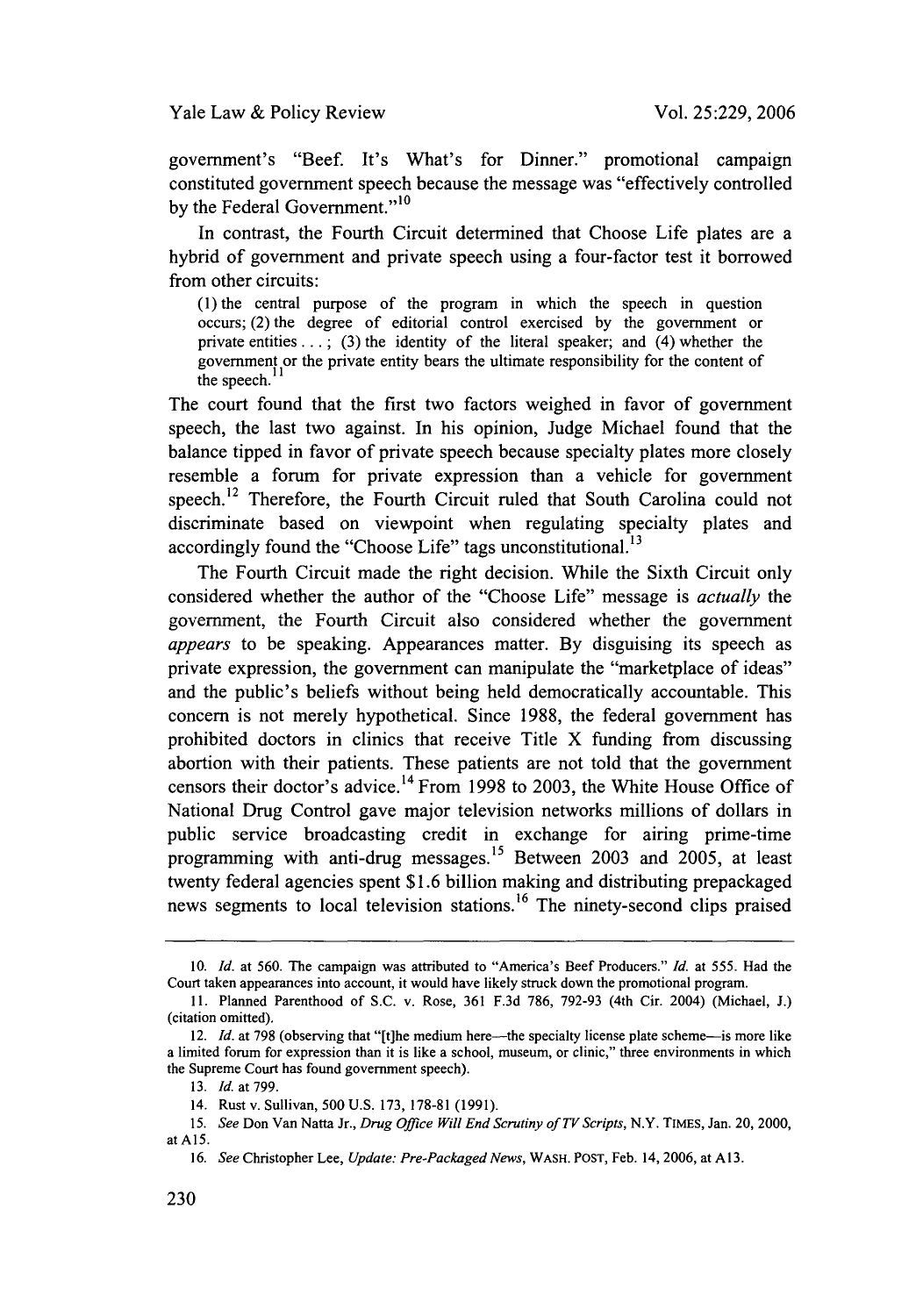government's "Beef. It's What's for Dinner." promotional campaign constituted government speech because the message was "effectively controlled by the Federal Government."[10]

In contrast, the Fourth Circuit determined that Choose Life plates are a hybrid of government and private speech using a four-factor test it borrowed from other circuits:

> (1) the central purpose of the program in which the speech in question occurs; (2) the degree of editorial control exercised by the government or private entities . . . ; (3) the identity of the literal speaker; and (4) whether the government or the private entity bears the ultimate responsibility for the content of the speech.[11]

The court found that the first two factors weighed in favor of government speech, the last two against. In his opinion, Judge Michael found that the balance tipped in favor of private speech because specialty plates more closely resemble a forum for private expression than a vehicle for government speech.[12] Therefore, the Fourth Circuit ruled that South Carolina could not discriminate based on viewpoint when regulating specialty plates and accordingly found the "Choose Life" tags unconstitutional.[13]

The Fourth Circuit made the right decision. While the Sixth Circuit only considered whether the author of the "Choose Life" message is *actually* the government, the Fourth Circuit also considered whether the government *appears* to be speaking. Appearances matter. By disguising its speech as private expression, the government can manipulate the "marketplace of ideas" and the public's beliefs without being held democratically accountable. This concern is not merely hypothetical. Since 1988, the federal government has prohibited doctors in clinics that receive Title X funding from discussing abortion with their patients. These patients are not told that the government censors their doctor's advice.[14] From 1998 to 2003, the White House Office of National Drug Control gave major television networks millions of dollars in public service broadcasting credit in exchange for airing prime-time programming with anti-drug messages.[15] Between 2003 and 2005, at least twenty federal agencies spent $1.6 billion making and distributing prepackaged news segments to local television stations.[16] The ninety-second clips praised

---

10. *Id.* at 560. The campaign was attributed to "America's Beef Producers." *Id.* at 555. Had the Court taken appearances into account, it would have likely struck down the promotional program.

11. Planned Parenthood of S.C. v. Rose, 361 F.3d 786, 792-93 (4th Cir. 2004) (Michael, J.) (citation omitted).

12. *Id.* at 798 (observing that "[t]he medium here—the specialty license plate scheme—is more like a limited forum for expression than it is like a school, museum, or clinic," three environments in which the Supreme Court has found government speech).

13. *Id.* at 799.

14. Rust v. Sullivan, 500 U.S. 173, 178-81 (1991).

15. *See* Don Van Natta Jr., *Drug Office Will End Scrutiny of TV Scripts*, N.Y. TIMES, Jan. 20, 2000, at A15.

16. *See* Christopher Lee, *Update: Pre-Packaged News*, WASH. POST, Feb. 14, 2006, at A13.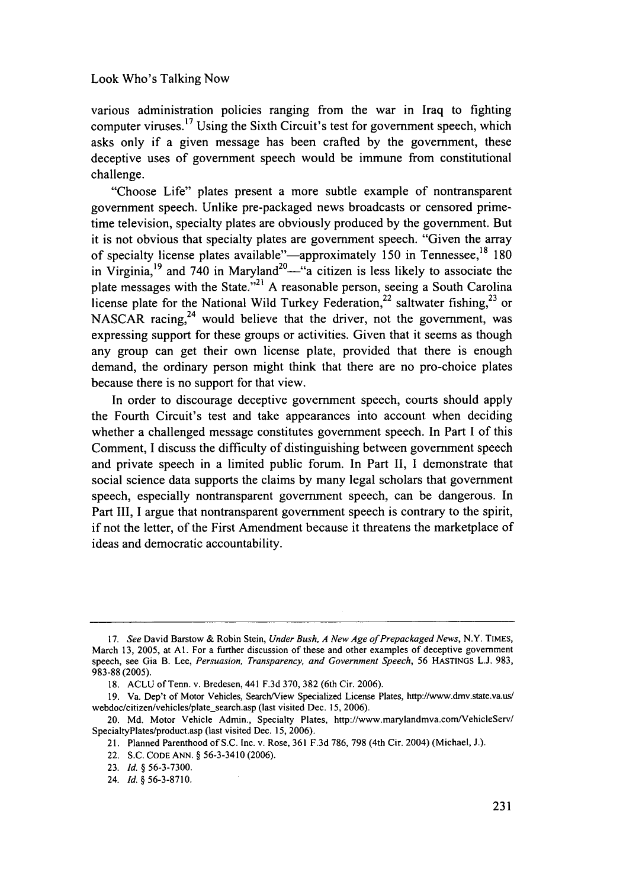various administration policies ranging from the war in Iraq to fighting computer viruses.[17] Using the Sixth Circuit's test for government speech, which asks only if a given message has been crafted by the government, these deceptive uses of government speech would be immune from constitutional challenge.

"Choose Life" plates present a more subtle example of nontransparent government speech. Unlike pre-packaged news broadcasts or censored prime-time television, specialty plates are obviously produced by the government. But it is not obvious that specialty plates are government speech. "Given the array of specialty license plates available"—approximately 150 in Tennessee,[18] 180 in Virginia,[19] and 740 in Maryland[20]—"a citizen is less likely to associate the plate messages with the State."[21] A reasonable person, seeing a South Carolina license plate for the National Wild Turkey Federation,[22] saltwater fishing,[23] or NASCAR racing,[24] would believe that the driver, not the government, was expressing support for these groups or activities. Given that it seems as though any group can get their own license plate, provided that there is enough demand, the ordinary person might think that there are no pro-choice plates because there is no support for that view.

In order to discourage deceptive government speech, courts should apply the Fourth Circuit's test and take appearances into account when deciding whether a challenged message constitutes government speech. In Part I of this Comment, I discuss the difficulty of distinguishing between government speech and private speech in a limited public forum. In Part II, I demonstrate that social science data supports the claims by many legal scholars that government speech, especially nontransparent government speech, can be dangerous. In Part III, I argue that nontransparent government speech is contrary to the spirit, if not the letter, of the First Amendment because it threatens the marketplace of ideas and democratic accountability.

---

17. *See* David Barstow & Robin Stein, *Under Bush, A New Age of Prepackaged News*, N.Y. TIMES, March 13, 2005, at A1. For a further discussion of these and other examples of deceptive government speech, see Gia B. Lee, *Persuasion, Transparency, and Government Speech*, 56 HASTINGS L.J. 983, 983-88 (2005).

18. ACLU of Tenn. v. Bredesen, 441 F.3d 370, 382 (6th Cir. 2006).

19. Va. Dep't of Motor Vehicles, Search/View Specialized License Plates, http://www.dmv.state.va.us/webdoc/citizen/vehicles/plate_search.asp (last visited Dec. 15, 2006).

20. Md. Motor Vehicle Admin., Specialty Plates, http://www.marylandmva.com/VehicleServ/SpecialtyPlates/product.asp (last visited Dec. 15, 2006).

21. Planned Parenthood of S.C. Inc. v. Rose, 361 F.3d 786, 798 (4th Cir. 2004) (Michael, J.).

22. S.C. CODE ANN. § 56-3-3410 (2006).

23. *Id.* § 56-3-7300.

24. *Id.* § 56-3-8710.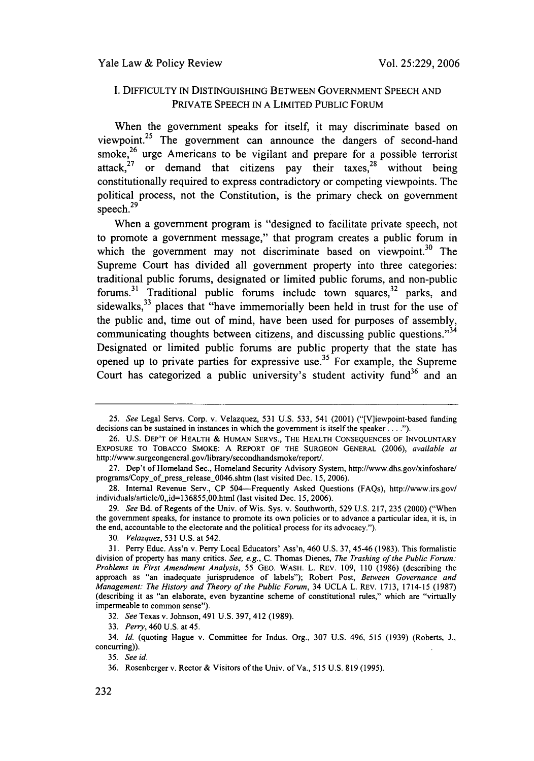## I. DIFFICULTY IN DISTINGUISHING BETWEEN GOVERNMENT SPEECH AND PRIVATE SPEECH IN A LIMITED PUBLIC FORUM

When the government speaks for itself, it may discriminate based on viewpoint.[25] The government can announce the dangers of second-hand smoke,[26] urge Americans to be vigilant and prepare for a possible terrorist attack,[27] or demand that citizens pay their taxes,[28] without being constitutionally required to express contradictory or competing viewpoints. The political process, not the Constitution, is the primary check on government speech.[29]

When a government program is "designed to facilitate private speech, not to promote a government message," that program creates a public forum in which the government may not discriminate based on viewpoint.[30] The Supreme Court has divided all government property into three categories: traditional public forums, designated or limited public forums, and non-public forums.[31] Traditional public forums include town squares,[32] parks, and sidewalks,[33] places that "have immemorially been held in trust for the use of the public and, time out of mind, have been used for purposes of assembly, communicating thoughts between citizens, and discussing public questions."[34] Designated or limited public forums are public property that the state has opened up to private parties for expressive use.[35] For example, the Supreme Court has categorized a public university's student activity fund[36] and an

---

25. *See* Legal Servs. Corp. v. Velazquez, 531 U.S. 533, 541 (2001) ("[V]iewpoint-based funding decisions can be sustained in instances in which the government is itself the speaker . . . .").

26. U.S. DEP'T OF HEALTH & HUMAN SERVS., THE HEALTH CONSEQUENCES OF INVOLUNTARY EXPOSURE TO TOBACCO SMOKE: A REPORT OF THE SURGEON GENERAL (2006), *available at* http://www.surgeongeneral.gov/library/secondhandsmoke/report/.

27. Dep't of Homeland Sec., Homeland Security Advisory System, http://www.dhs.gov/xinfoshare/programs/Copy_of_press_release_0046.shtm (last visited Dec. 15, 2006).

28. Internal Revenue Serv., CP 504—Frequently Asked Questions (FAQs), http://www.irs.gov/individuals/article/0,,id=136855,00.html (last visited Dec. 15, 2006).

29. *See* Bd. of Regents of the Univ. of Wis. Sys. v. Southworth, 529 U.S. 217, 235 (2000) ("When the government speaks, for instance to promote its own policies or to advance a particular idea, it is, in the end, accountable to the electorate and the political process for its advocacy.").

30. *Velazquez*, 531 U.S. at 542.

31. Perry Educ. Ass'n v. Perry Local Educators' Ass'n, 460 U.S. 37, 45-46 (1983). This formalistic division of property has many critics. *See, e.g.*, C. Thomas Dienes, *The Trashing of the Public Forum: Problems in First Amendment Analysis*, 55 GEO. WASH. L. REV. 109, 110 (1986) (describing the approach as "an inadequate jurisprudence of labels"); Robert Post, *Between Governance and Management: The History and Theory of the Public Forum*, 34 UCLA L. REV. 1713, 1714-15 (1987) (describing it as "an elaborate, even byzantine scheme of constitutional rules," which are "virtually impermeable to common sense").

32. *See* Texas v. Johnson, 491 U.S. 397, 412 (1989).

33. *Perry*, 460 U.S. at 45.

34. *Id.* (quoting Hague v. Committee for Indus. Org., 307 U.S. 496, 515 (1939) (Roberts, J., concurring)).

35. *See id.*

36. Rosenberger v. Rector & Visitors of the Univ. of Va., 515 U.S. 819 (1995).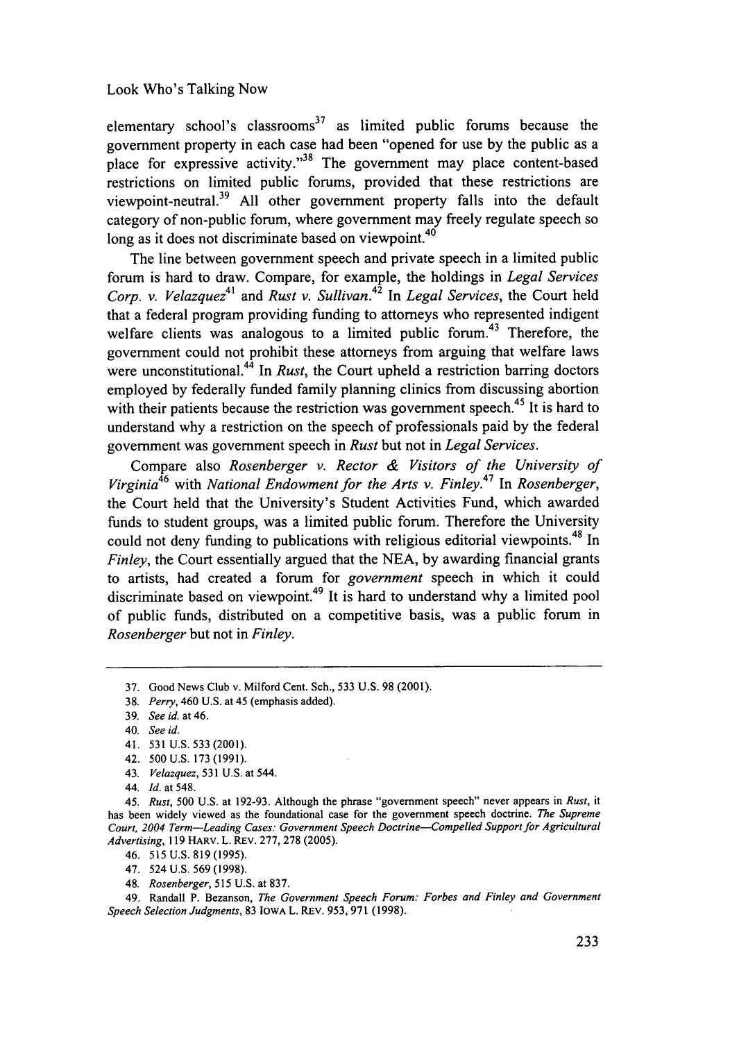elementary school's classrooms[37] as limited public forums because the government property in each case had been "opened for use by the public as a place for expressive activity."[38] The government may place content-based restrictions on limited public forums, provided that these restrictions are viewpoint-neutral.[39] All other government property falls into the default category of non-public forum, where government may freely regulate speech so long as it does not discriminate based on viewpoint.[40]

The line between government speech and private speech in a limited public forum is hard to draw. Compare, for example, the holdings in *Legal Services Corp. v. Velazquez*[41] and *Rust v. Sullivan*.[42] In *Legal Services*, the Court held that a federal program providing funding to attorneys who represented indigent welfare clients was analogous to a limited public forum.[43] Therefore, the government could not prohibit these attorneys from arguing that welfare laws were unconstitutional.[44] In *Rust*, the Court upheld a restriction barring doctors employed by federally funded family planning clinics from discussing abortion with their patients because the restriction was government speech.[45] It is hard to understand why a restriction on the speech of professionals paid by the federal government was government speech in *Rust* but not in *Legal Services*.

Compare also *Rosenberger v. Rector & Visitors of the University of Virginia*[46] with *National Endowment for the Arts v. Finley*.[47] In *Rosenberger*, the Court held that the University's Student Activities Fund, which awarded funds to student groups, was a limited public forum. Therefore the University could not deny funding to publications with religious editorial viewpoints.[48] In *Finley*, the Court essentially argued that the NEA, by awarding financial grants to artists, had created a forum for *government* speech in which it could discriminate based on viewpoint.[49] It is hard to understand why a limited pool of public funds, distributed on a competitive basis, was a public forum in *Rosenberger* but not in *Finley*.

---

37. Good News Club v. Milford Cent. Sch., 533 U.S. 98 (2001).

38. *Perry*, 460 U.S. at 45 (emphasis added).

39. *See id.* at 46.

40. *See id.*

41. 531 U.S. 533 (2001).

42. 500 U.S. 173 (1991).

43. *Velazquez*, 531 U.S. at 544.

44. *Id.* at 548.

45. *Rust*, 500 U.S. at 192-93. Although the phrase "government speech" never appears in *Rust*, it has been widely viewed as the foundational case for the government speech doctrine. *The Supreme Court, 2004 Term—Leading Cases: Government Speech Doctrine—Compelled Support for Agricultural Advertising*, 119 HARV. L. REV. 277, 278 (2005).

46. 515 U.S. 819 (1995).

47. 524 U.S. 569 (1998).

48. *Rosenberger*, 515 U.S. at 837.

49. Randall P. Bezanson, *The Government Speech Forum: Forbes and Finley and Government Speech Selection Judgments*, 83 IOWA L. REV. 953, 971 (1998).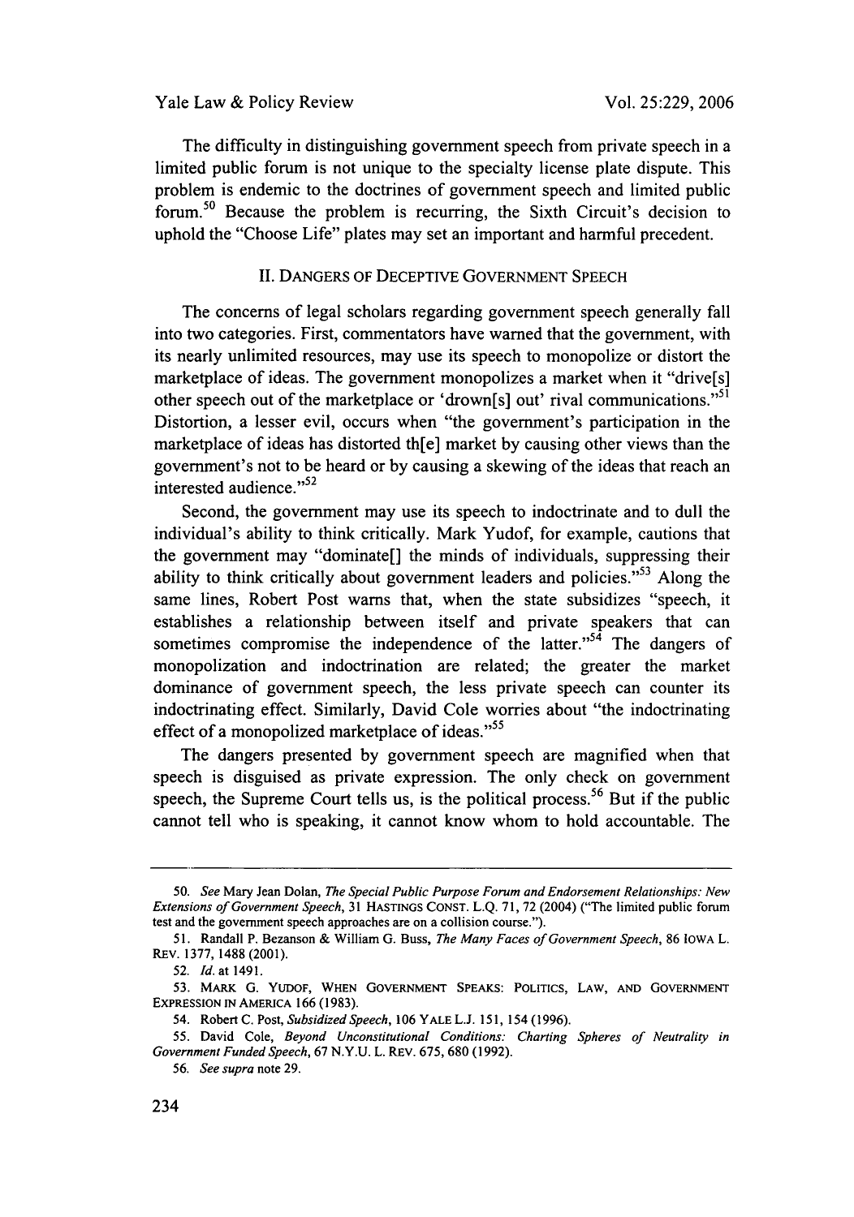The difficulty in distinguishing government speech from private speech in a limited public forum is not unique to the specialty license plate dispute. This problem is endemic to the doctrines of government speech and limited public forum.[50] Because the problem is recurring, the Sixth Circuit's decision to uphold the "Choose Life" plates may set an important and harmful precedent.

## II. DANGERS OF DECEPTIVE GOVERNMENT SPEECH

The concerns of legal scholars regarding government speech generally fall into two categories. First, commentators have warned that the government, with its nearly unlimited resources, may use its speech to monopolize or distort the marketplace of ideas. The government monopolizes a market when it "drive[s] other speech out of the marketplace or 'drown[s] out' rival communications."[51] Distortion, a lesser evil, occurs when "the government's participation in the marketplace of ideas has distorted th[e] market by causing other views than the government's not to be heard or by causing a skewing of the ideas that reach an interested audience."[52]

Second, the government may use its speech to indoctrinate and to dull the individual's ability to think critically. Mark Yudof, for example, cautions that the government may "dominate[] the minds of individuals, suppressing their ability to think critically about government leaders and policies."[53] Along the same lines, Robert Post warns that, when the state subsidizes "speech, it establishes a relationship between itself and private speakers that can sometimes compromise the independence of the latter."[54] The dangers of monopolization and indoctrination are related; the greater the market dominance of government speech, the less private speech can counter its indoctrinating effect. Similarly, David Cole worries about "the indoctrinating effect of a monopolized marketplace of ideas."[55]

The dangers presented by government speech are magnified when that speech is disguised as private expression. The only check on government speech, the Supreme Court tells us, is the political process.[56] But if the public cannot tell who is speaking, it cannot know whom to hold accountable. The

---

50. *See* Mary Jean Dolan, *The Special Public Purpose Forum and Endorsement Relationships: New Extensions of Government Speech*, 31 HASTINGS CONST. L.Q. 71, 72 (2004) ("The limited public forum test and the government speech approaches are on a collision course.").

51. Randall P. Bezanson & William G. Buss, *The Many Faces of Government Speech*, 86 IOWA L. REV. 1377, 1488 (2001).

52. *Id.* at 1491.

53. MARK G. YUDOF, WHEN GOVERNMENT SPEAKS: POLITICS, LAW, AND GOVERNMENT EXPRESSION IN AMERICA 166 (1983).

54. Robert C. Post, *Subsidized Speech*, 106 YALE L.J. 151, 154 (1996).

55. David Cole, *Beyond Unconstitutional Conditions: Charting Spheres of Neutrality in Government Funded Speech*, 67 N.Y.U. L. REV. 675, 680 (1992).

56. *See supra* note 29.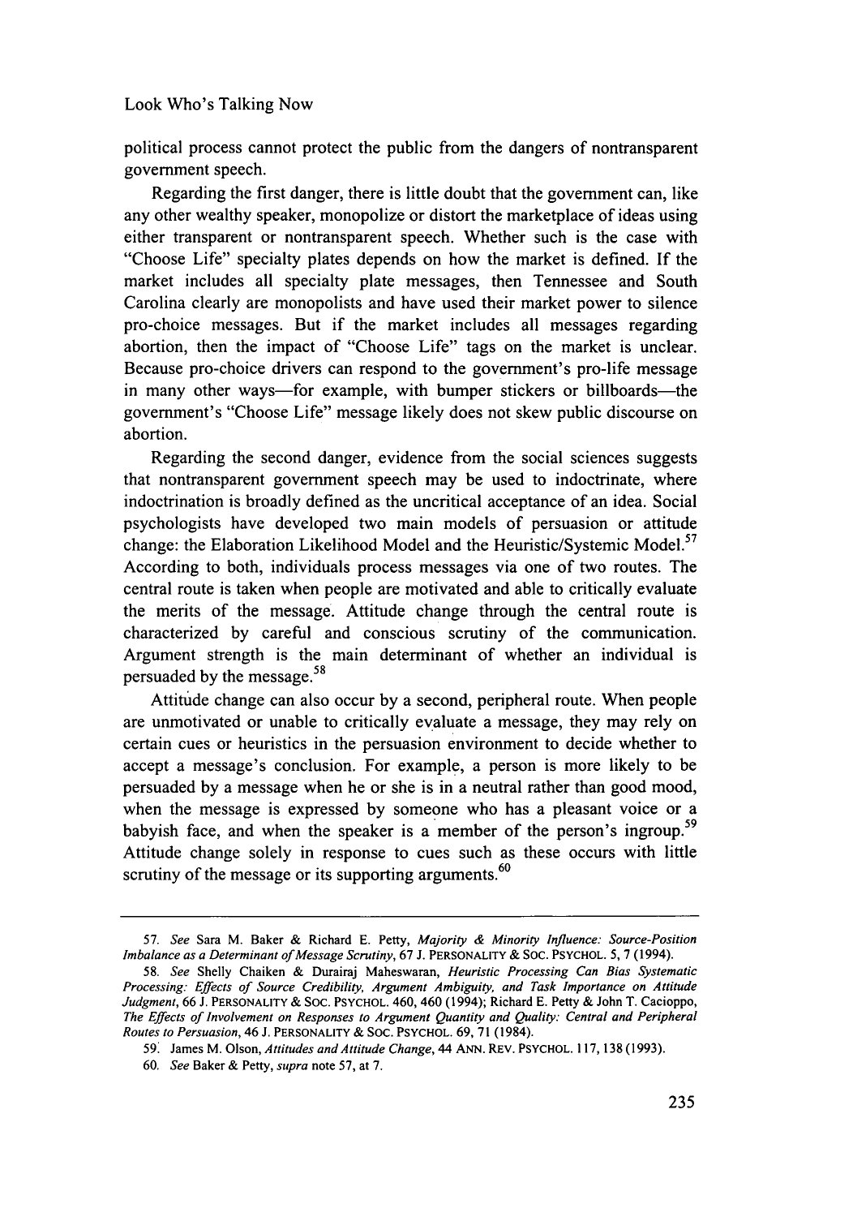political process cannot protect the public from the dangers of nontransparent government speech.

Regarding the first danger, there is little doubt that the government can, like any other wealthy speaker, monopolize or distort the marketplace of ideas using either transparent or nontransparent speech. Whether such is the case with "Choose Life" specialty plates depends on how the market is defined. If the market includes all specialty plate messages, then Tennessee and South Carolina clearly are monopolists and have used their market power to silence pro-choice messages. But if the market includes all messages regarding abortion, then the impact of "Choose Life" tags on the market is unclear. Because pro-choice drivers can respond to the government's pro-life message in many other ways—for example, with bumper stickers or billboards—the government's "Choose Life" message likely does not skew public discourse on abortion.

Regarding the second danger, evidence from the social sciences suggests that nontransparent government speech may be used to indoctrinate, where indoctrination is broadly defined as the uncritical acceptance of an idea. Social psychologists have developed two main models of persuasion or attitude change: the Elaboration Likelihood Model and the Heuristic/Systemic Model.[57] According to both, individuals process messages via one of two routes. The central route is taken when people are motivated and able to critically evaluate the merits of the message. Attitude change through the central route is characterized by careful and conscious scrutiny of the communication. Argument strength is the main determinant of whether an individual is persuaded by the message.[58]

Attitude change can also occur by a second, peripheral route. When people are unmotivated or unable to critically evaluate a message, they may rely on certain cues or heuristics in the persuasion environment to decide whether to accept a message's conclusion. For example, a person is more likely to be persuaded by a message when he or she is in a neutral rather than good mood, when the message is expressed by someone who has a pleasant voice or a babyish face, and when the speaker is a member of the person's ingroup.[59] Attitude change solely in response to cues such as these occurs with little scrutiny of the message or its supporting arguments.[60]

---

57. *See* Sara M. Baker & Richard E. Petty, *Majority & Minority Influence: Source-Position Imbalance as a Determinant of Message Scrutiny*, 67 J. PERSONALITY & SOC. PSYCHOL. 5, 7 (1994).

58. *See* Shelly Chaiken & Durairaj Maheswaran, *Heuristic Processing Can Bias Systematic Processing: Effects of Source Credibility, Argument Ambiguity, and Task Importance on Attitude Judgment*, 66 J. PERSONALITY & SOC. PSYCHOL. 460, 460 (1994); Richard E. Petty & John T. Cacioppo, *The Effects of Involvement on Responses to Argument Quantity and Quality: Central and Peripheral Routes to Persuasion*, 46 J. PERSONALITY & SOC. PSYCHOL. 69, 71 (1984).

59. James M. Olson, *Attitudes and Attitude Change*, 44 ANN. REV. PSYCHOL. 117, 138 (1993).

60. *See* Baker & Petty, *supra* note 57, at 7.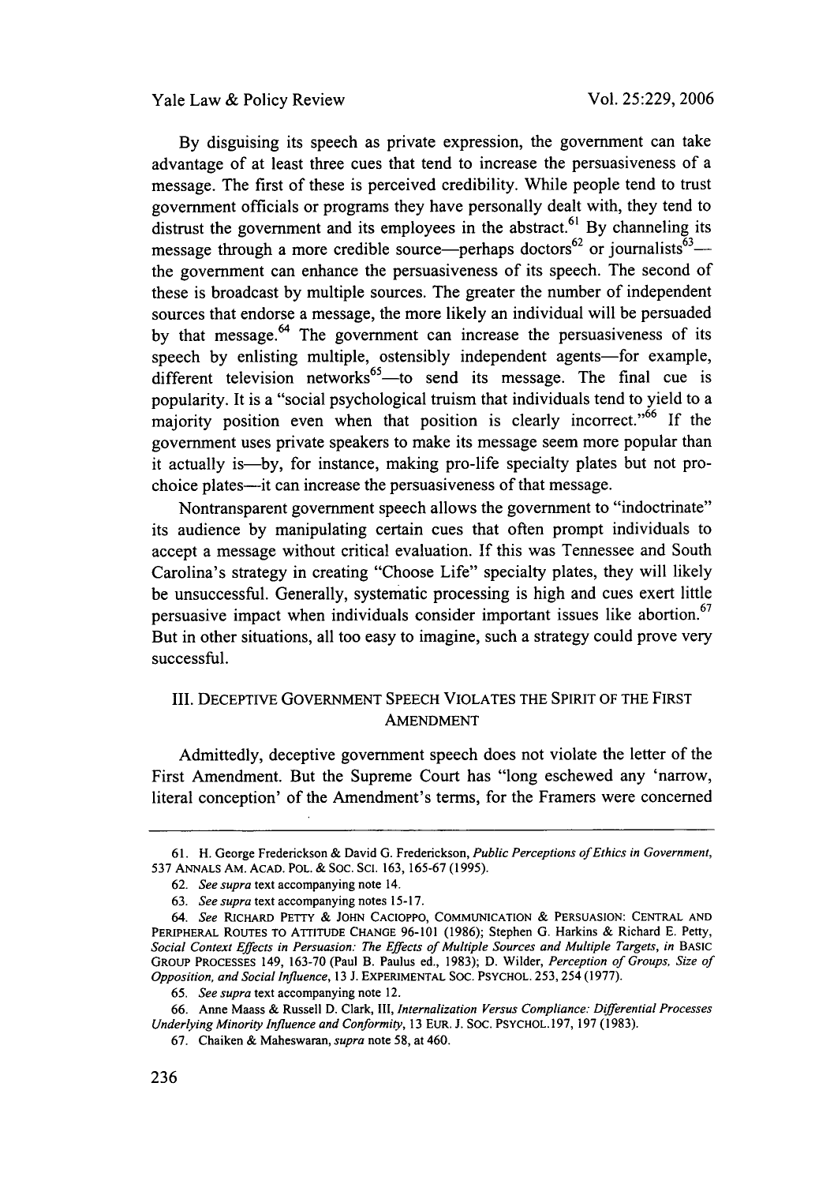By disguising its speech as private expression, the government can take advantage of at least three cues that tend to increase the persuasiveness of a message. The first of these is perceived credibility. While people tend to trust government officials or programs they have personally dealt with, they tend to distrust the government and its employees in the abstract.[61] By channeling its message through a more credible source—perhaps doctors[62] or journalists[63]—the government can enhance the persuasiveness of its speech. The second of these is broadcast by multiple sources. The greater the number of independent sources that endorse a message, the more likely an individual will be persuaded by that message.[64] The government can increase the persuasiveness of its speech by enlisting multiple, ostensibly independent agents—for example, different television networks[65]—to send its message. The final cue is popularity. It is a "social psychological truism that individuals tend to yield to a majority position even when that position is clearly incorrect."[66] If the government uses private speakers to make its message seem more popular than it actually is—by, for instance, making pro-life specialty plates but not pro-choice plates—it can increase the persuasiveness of that message.

Nontransparent government speech allows the government to "indoctrinate" its audience by manipulating certain cues that often prompt individuals to accept a message without critical evaluation. If this was Tennessee and South Carolina's strategy in creating "Choose Life" specialty plates, they will likely be unsuccessful. Generally, systematic processing is high and cues exert little persuasive impact when individuals consider important issues like abortion.[67] But in other situations, all too easy to imagine, such a strategy could prove very successful.

## III. DECEPTIVE GOVERNMENT SPEECH VIOLATES THE SPIRIT OF THE FIRST AMENDMENT

Admittedly, deceptive government speech does not violate the letter of the First Amendment. But the Supreme Court has "long eschewed any 'narrow, literal conception' of the Amendment's terms, for the Framers were concerned

---

61. H. George Frederickson & David G. Frederickson, *Public Perceptions of Ethics in Government*, 537 ANNALS AM. ACAD. POL. & SOC. SCI. 163, 165-67 (1995).

62. *See supra* text accompanying note 14.

63. *See supra* text accompanying notes 15-17.

64. *See* RICHARD PETTY & JOHN CACIOPPO, COMMUNICATION & PERSUASION: CENTRAL AND PERIPHERAL ROUTES TO ATTITUDE CHANGE 96-101 (1986); Stephen G. Harkins & Richard E. Petty, *Social Context Effects in Persuasion: The Effects of Multiple Sources and Multiple Targets*, *in* BASIC GROUP PROCESSES 149, 163-70 (Paul B. Paulus ed., 1983); D. Wilder, *Perception of Groups, Size of Opposition, and Social Influence*, 13 J. EXPERIMENTAL SOC. PSYCHOL. 253, 254 (1977).

65. *See supra* text accompanying note 12.

66. Anne Maass & Russell D. Clark, III, *Internalization Versus Compliance: Differential Processes Underlying Minority Influence and Conformity*, 13 EUR. J. SOC. PSYCHOL. 197, 197 (1983).

67. Chaiken & Maheswaran, *supra* note 58, at 460.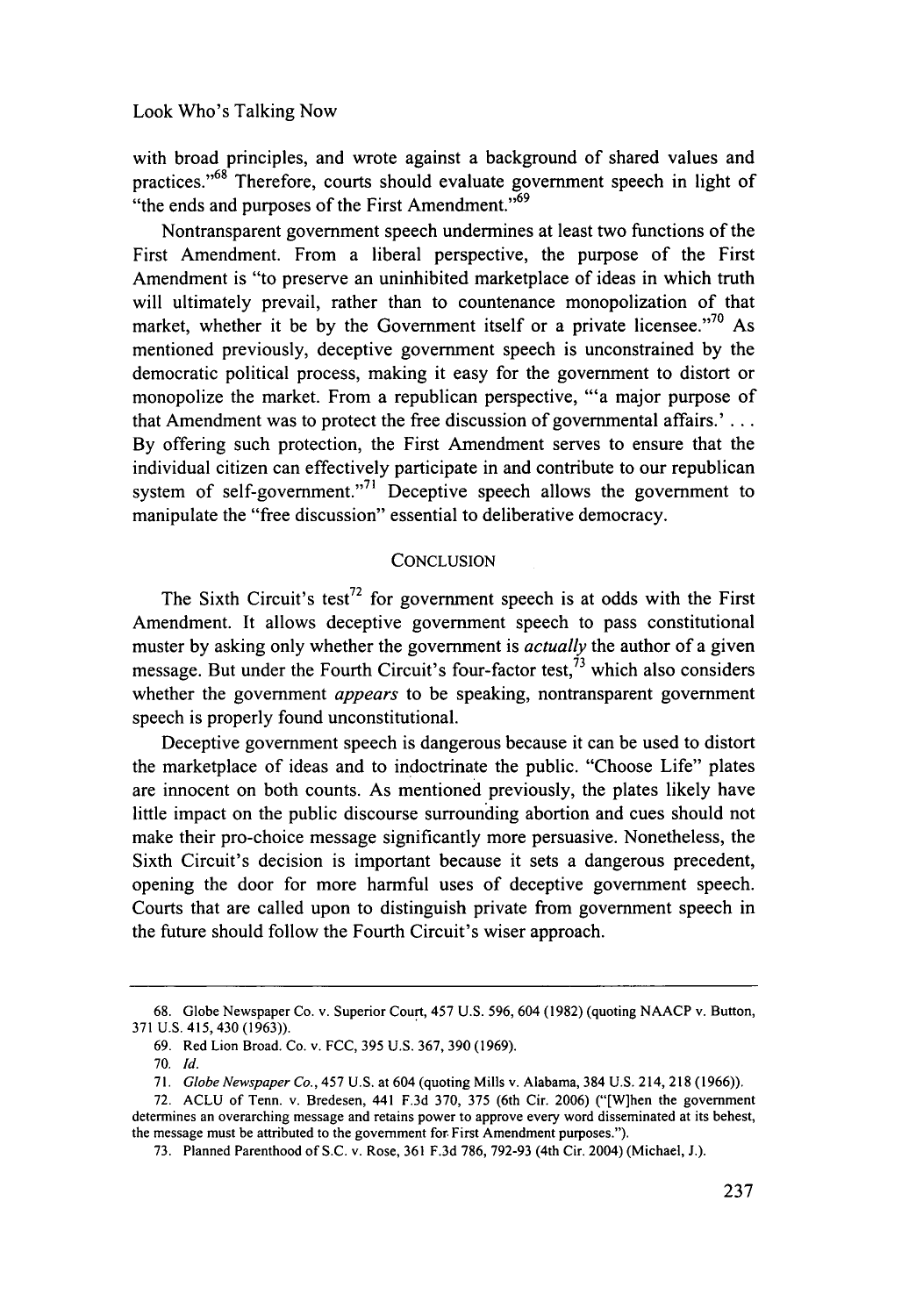with broad principles, and wrote against a background of shared values and practices."[68] Therefore, courts should evaluate government speech in light of "the ends and purposes of the First Amendment."[69]

Nontransparent government speech undermines at least two functions of the First Amendment. From a liberal perspective, the purpose of the First Amendment is "to preserve an uninhibited marketplace of ideas in which truth will ultimately prevail, rather than to countenance monopolization of that market, whether it be by the Government itself or a private licensee."[70] As mentioned previously, deceptive government speech is unconstrained by the democratic political process, making it easy for the government to distort or monopolize the market. From a republican perspective, "'a major purpose of that Amendment was to protect the free discussion of governmental affairs.' . . . By offering such protection, the First Amendment serves to ensure that the individual citizen can effectively participate in and contribute to our republican system of self-government."[71] Deceptive speech allows the government to manipulate the "free discussion" essential to deliberative democracy.

## CONCLUSION

The Sixth Circuit's test[72] for government speech is at odds with the First Amendment. It allows deceptive government speech to pass constitutional muster by asking only whether the government is *actually* the author of a given message. But under the Fourth Circuit's four-factor test,[73] which also considers whether the government *appears* to be speaking, nontransparent government speech is properly found unconstitutional.

Deceptive government speech is dangerous because it can be used to distort the marketplace of ideas and to indoctrinate the public. "Choose Life" plates are innocent on both counts. As mentioned previously, the plates likely have little impact on the public discourse surrounding abortion and cues should not make their pro-choice message significantly more persuasive. Nonetheless, the Sixth Circuit's decision is important because it sets a dangerous precedent, opening the door for more harmful uses of deceptive government speech. Courts that are called upon to distinguish private from government speech in the future should follow the Fourth Circuit's wiser approach.

---

68. Globe Newspaper Co. v. Superior Court, 457 U.S. 596, 604 (1982) (quoting NAACP v. Button, 371 U.S. 415, 430 (1963)).

69. Red Lion Broad. Co. v. FCC, 395 U.S. 367, 390 (1969).

70. *Id.*

71. *Globe Newspaper Co.*, 457 U.S. at 604 (quoting Mills v. Alabama, 384 U.S. 214, 218 (1966)).

72. ACLU of Tenn. v. Bredesen, 441 F.3d 370, 375 (6th Cir. 2006) ("[W]hen the government determines an overarching message and retains power to approve every word disseminated at its behest, the message must be attributed to the government for First Amendment purposes.").

73. Planned Parenthood of S.C. v. Rose, 361 F.3d 786, 792-93 (4th Cir. 2004) (Michael, J.).